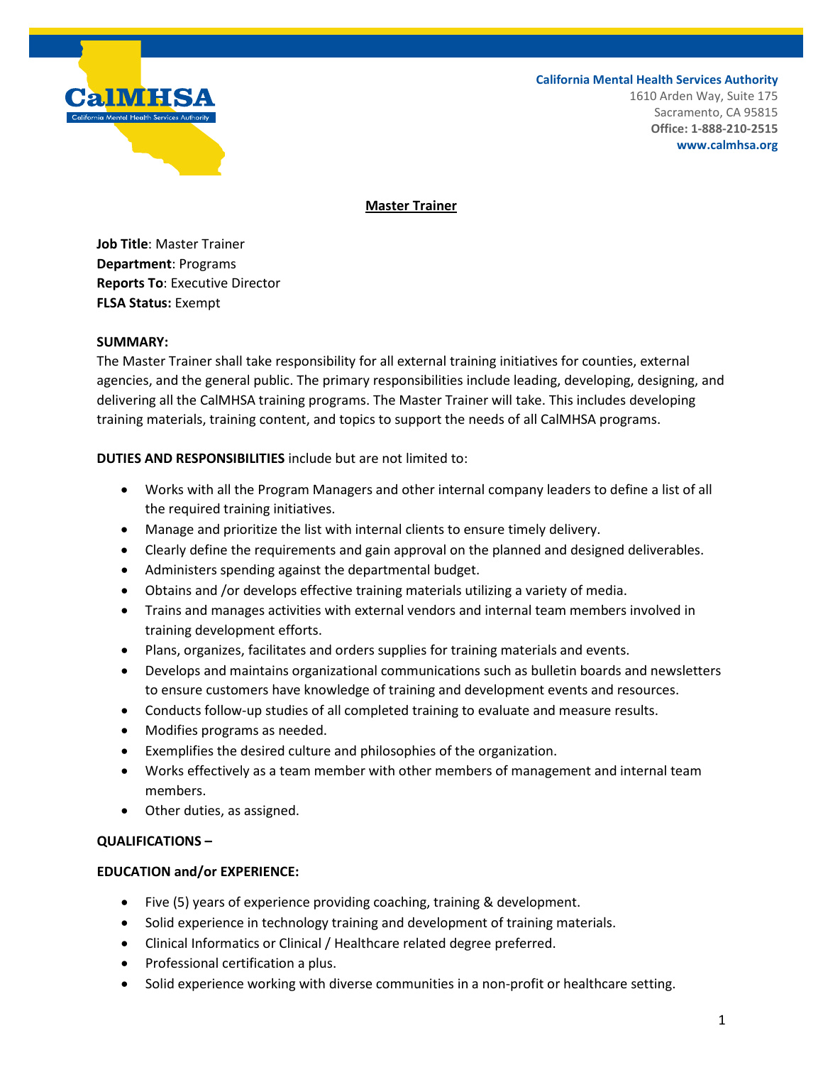California Mental Health Services Authority
1610 Arden Way, Suite 175
Sacramento, CA 95815
**Office: 1-888-210-2515**
**www.calmhsa.org**

# Master Trainer

**Job Title**: Master Trainer
**Department**: Programs
**Reports To**: Executive Director
**FLSA Status:** Exempt

**SUMMARY:**
The Master Trainer shall take responsibility for all external training initiatives for counties, external agencies, and the general public. The primary responsibilities include leading, developing, designing, and delivering all the CalMHSA training programs. The Master Trainer will take. This includes developing training materials, training content, and topics to support the needs of all CalMHSA programs.

**DUTIES AND RESPONSIBILITIES** include but are not limited to:

- Works with all the Program Managers and other internal company leaders to define a list of all the required training initiatives.
- Manage and prioritize the list with internal clients to ensure timely delivery.
- Clearly define the requirements and gain approval on the planned and designed deliverables.
- Administers spending against the departmental budget.
- Obtains and /or develops effective training materials utilizing a variety of media.
- Trains and manages activities with external vendors and internal team members involved in training development efforts.
- Plans, organizes, facilitates and orders supplies for training materials and events.
- Develops and maintains organizational communications such as bulletin boards and newsletters to ensure customers have knowledge of training and development events and resources.
- Conducts follow-up studies of all completed training to evaluate and measure results.
- Modifies programs as needed.
- Exemplifies the desired culture and philosophies of the organization.
- Works effectively as a team member with other members of management and internal team members.
- Other duties, as assigned.

**QUALIFICATIONS –**

**EDUCATION and/or EXPERIENCE:**

- Five (5) years of experience providing coaching, training & development.
- Solid experience in technology training and development of training materials.
- Clinical Informatics or Clinical / Healthcare related degree preferred.
- Professional certification a plus.
- Solid experience working with diverse communities in a non-profit or healthcare setting.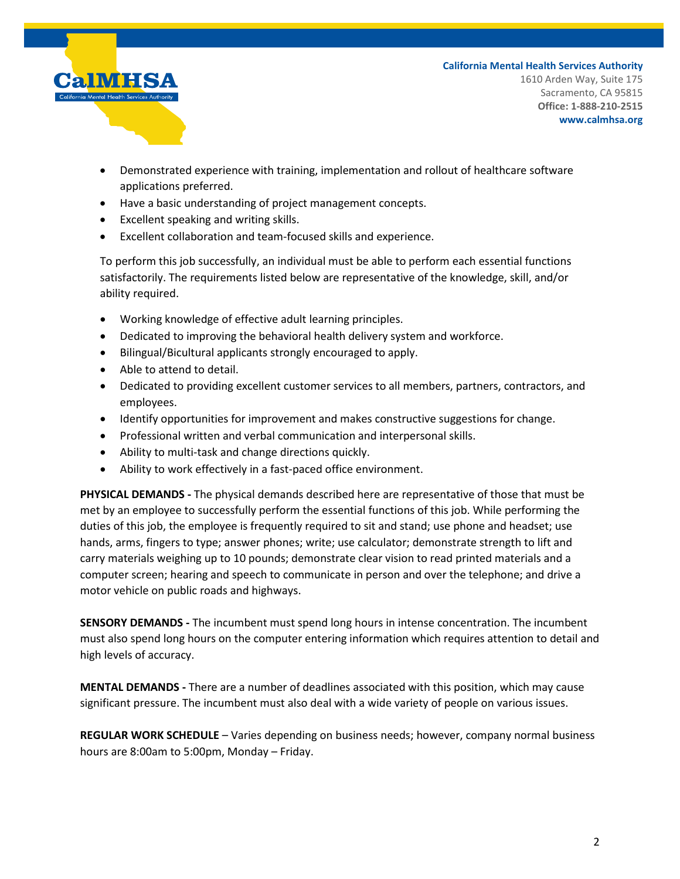- Demonstrated experience with training, implementation and rollout of healthcare software applications preferred.
- Have a basic understanding of project management concepts.
- Excellent speaking and writing skills.
- Excellent collaboration and team-focused skills and experience.

To perform this job successfully, an individual must be able to perform each essential functions satisfactorily. The requirements listed below are representative of the knowledge, skill, and/or ability required.

- Working knowledge of effective adult learning principles.
- Dedicated to improving the behavioral health delivery system and workforce.
- Bilingual/Bicultural applicants strongly encouraged to apply.
- Able to attend to detail.
- Dedicated to providing excellent customer services to all members, partners, contractors, and employees.
- Identify opportunities for improvement and makes constructive suggestions for change.
- Professional written and verbal communication and interpersonal skills.
- Ability to multi-task and change directions quickly.
- Ability to work effectively in a fast-paced office environment.

**PHYSICAL DEMANDS -** The physical demands described here are representative of those that must be met by an employee to successfully perform the essential functions of this job. While performing the duties of this job, the employee is frequently required to sit and stand; use phone and headset; use hands, arms, fingers to type; answer phones; write; use calculator; demonstrate strength to lift and carry materials weighing up to 10 pounds; demonstrate clear vision to read printed materials and a computer screen; hearing and speech to communicate in person and over the telephone; and drive a motor vehicle on public roads and highways.

**SENSORY DEMANDS -** The incumbent must spend long hours in intense concentration. The incumbent must also spend long hours on the computer entering information which requires attention to detail and high levels of accuracy.

**MENTAL DEMANDS -** There are a number of deadlines associated with this position, which may cause significant pressure. The incumbent must also deal with a wide variety of people on various issues.

**REGULAR WORK SCHEDULE** – Varies depending on business needs; however, company normal business hours are 8:00am to 5:00pm, Monday – Friday.